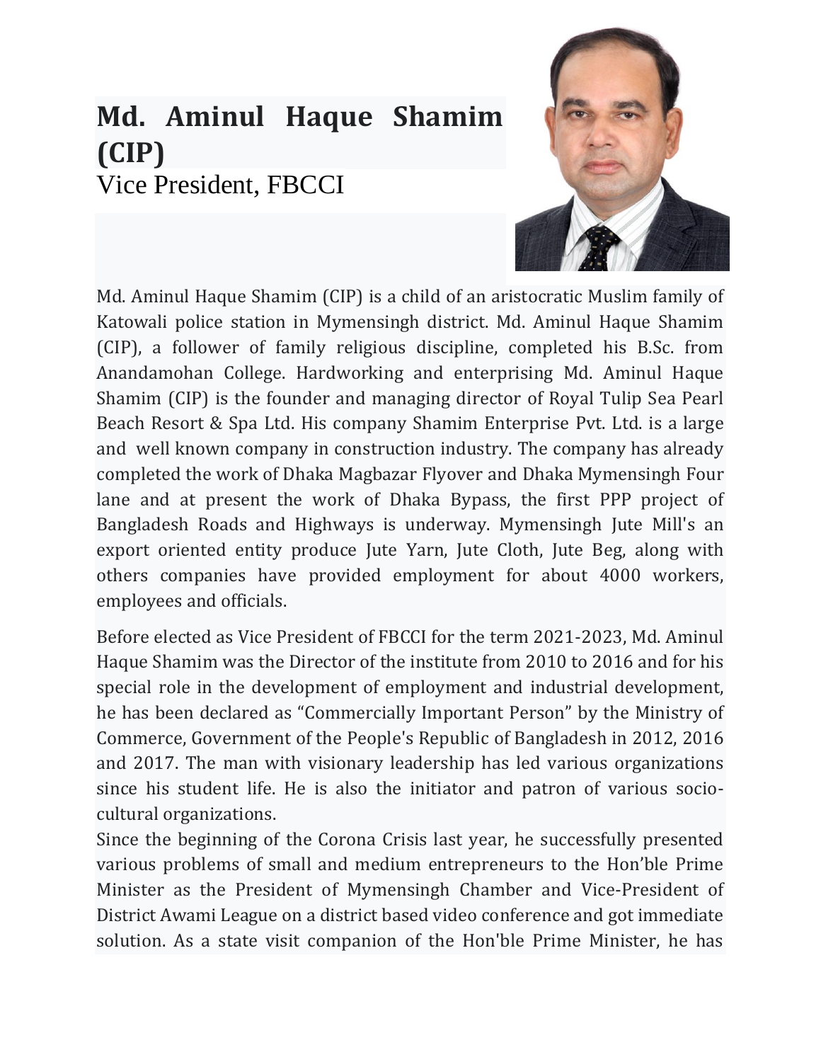# Md. Aminul Haque Shamim (CIP)

Vice President, FBCCI

Md. Aminul Haque Shamim (CIP) is a child of an aristocratic Muslim family of Katowali police station in Mymensingh district. Md. Aminul Haque Shamim (CIP), a follower of family religious discipline, completed his B.Sc. from Anandamohan College. Hardworking and enterprising Md. Aminul Haque Shamim (CIP) is the founder and managing director of Royal Tulip Sea Pearl Beach Resort & Spa Ltd. His company Shamim Enterprise Pvt. Ltd. is a large and well known company in construction industry. The company has already completed the work of Dhaka Magbazar Flyover and Dhaka Mymensingh Four lane and at present the work of Dhaka Bypass, the first PPP project of Bangladesh Roads and Highways is underway. Mymensingh Jute Mill's an export oriented entity produce Jute Yarn, Jute Cloth, Jute Beg, along with others companies have provided employment for about 4000 workers, employees and officials.

Before elected as Vice President of FBCCI for the term 2021-2023, Md. Aminul Haque Shamim was the Director of the institute from 2010 to 2016 and for his special role in the development of employment and industrial development, he has been declared as “Commercially Important Person” by the Ministry of Commerce, Government of the People's Republic of Bangladesh in 2012, 2016 and 2017. The man with visionary leadership has led various organizations since his student life. He is also the initiator and patron of various socio-cultural organizations.

Since the beginning of the Corona Crisis last year, he successfully presented various problems of small and medium entrepreneurs to the Hon’ble Prime Minister as the President of Mymensingh Chamber and Vice-President of District Awami League on a district based video conference and got immediate solution. As a state visit companion of the Hon'ble Prime Minister, he has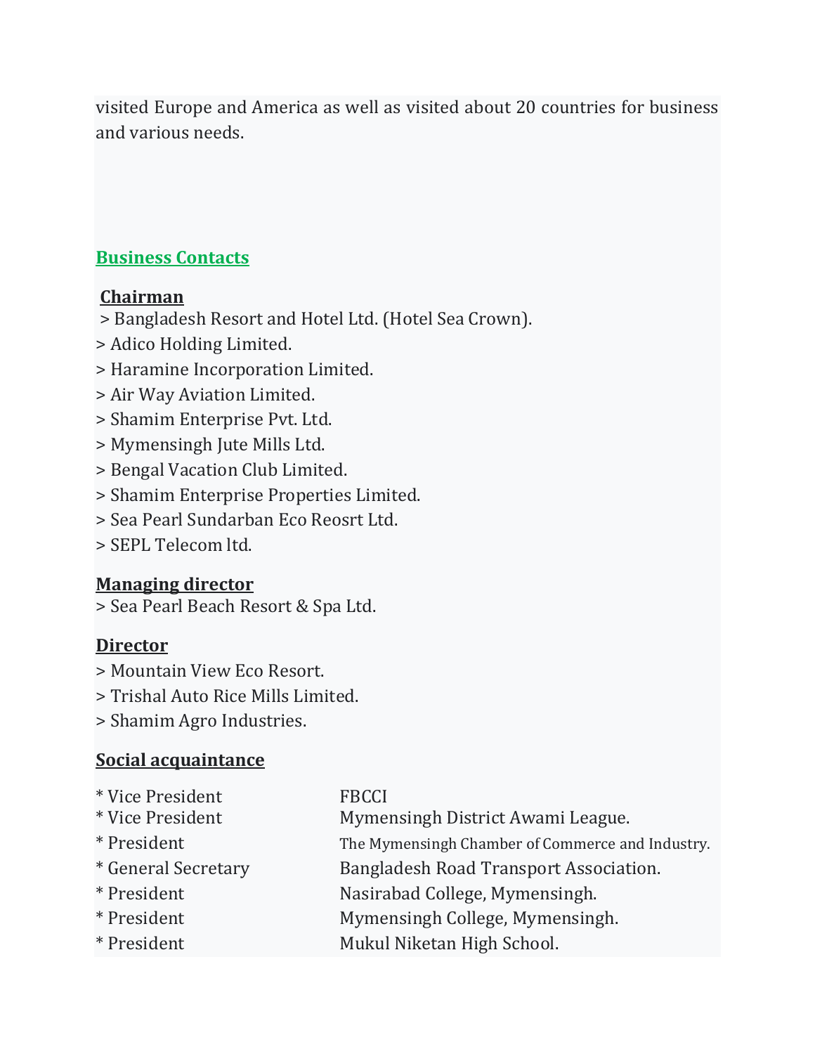visited Europe and America as well as visited about 20 countries for business and various needs.

## Business Contacts

### Chairman

> Bangladesh Resort and Hotel Ltd. (Hotel Sea Crown).
> Adico Holding Limited.
> Haramine Incorporation Limited.
> Air Way Aviation Limited.
> Shamim Enterprise Pvt. Ltd.
> Mymensingh Jute Mills Ltd.
> Bengal Vacation Club Limited.
> Shamim Enterprise Properties Limited.
> Sea Pearl Sundarban Eco Reosrt Ltd.
> SEPL Telecom ltd.

### Managing director

> Sea Pearl Beach Resort & Spa Ltd.

### Director

> Mountain View Eco Resort.
> Trishal Auto Rice Mills Limited.
> Shamim Agro Industries.

### Social acquaintance

| | |
|---|---|
| * Vice President | FBCCI |
| * Vice President | Mymensingh District Awami League. |
| * President | The Mymensingh Chamber of Commerce and Industry. |
| * General Secretary | Bangladesh Road Transport Association. |
| * President | Nasirabad College, Mymensingh. |
| * President | Mymensingh College, Mymensingh. |
| * President | Mukul Niketan High School. |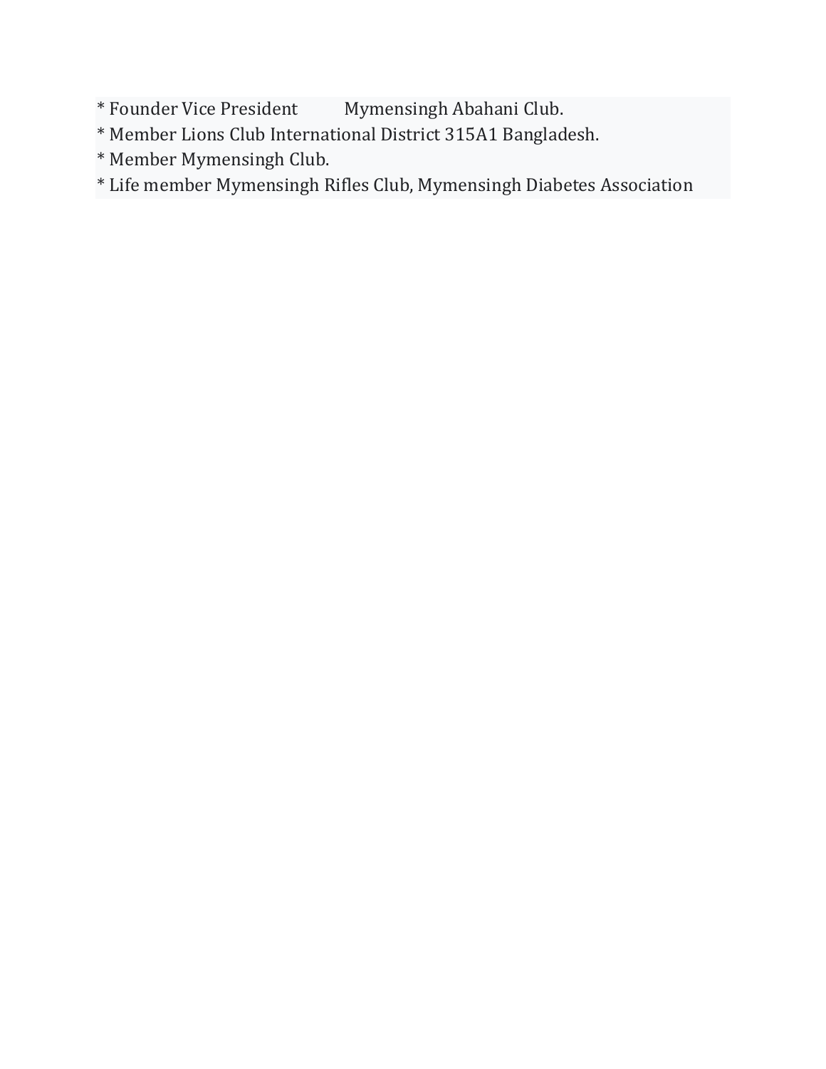* Founder Vice President Mymensingh Abahani Club.
* Member Lions Club International District 315A1 Bangladesh.
* Member Mymensingh Club.
* Life member Mymensingh Rifles Club, Mymensingh Diabetes Association